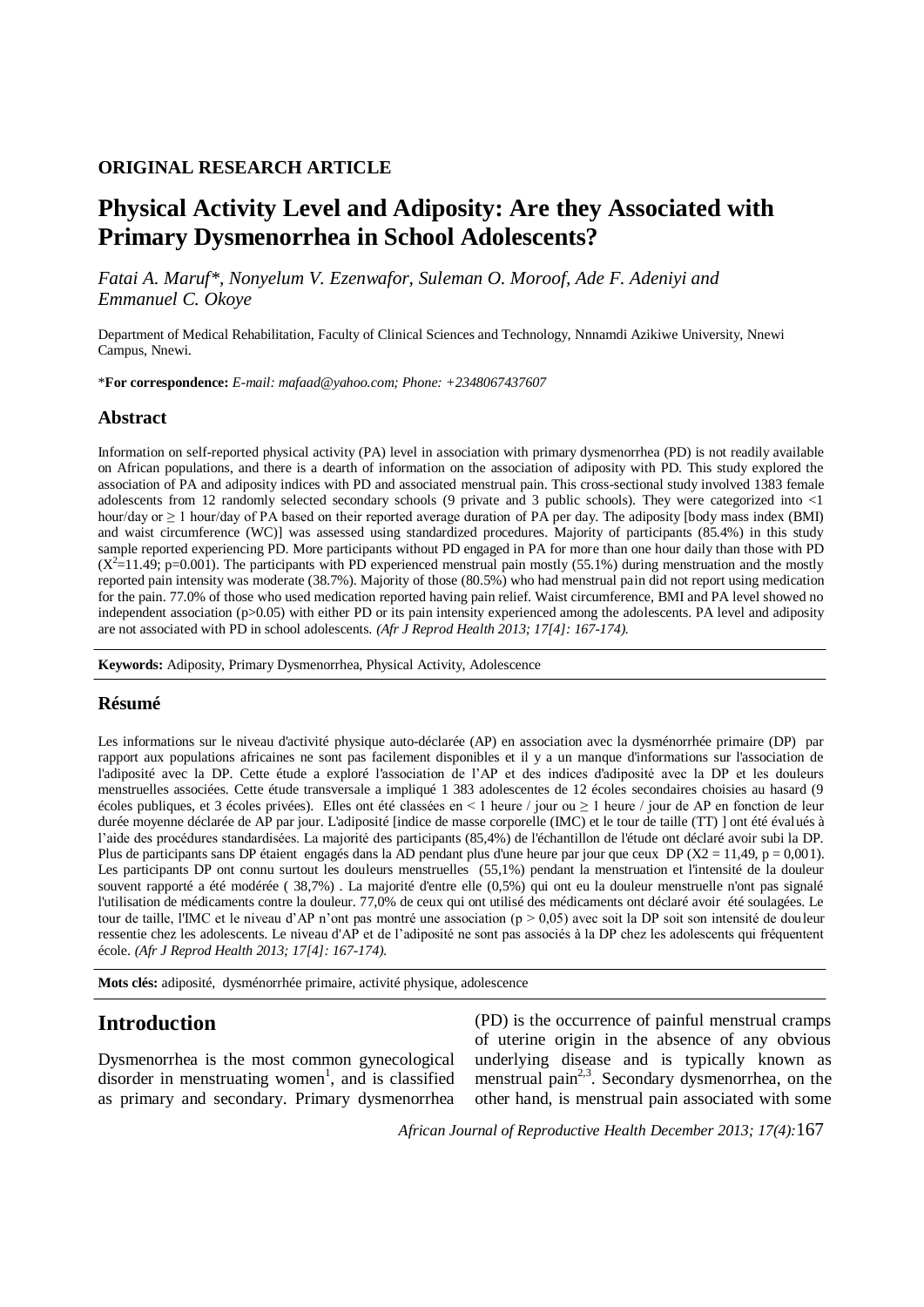**ORIGINAL RESEARCH ARTICLE**

# Physical Activity Level and Adiposity: Are they Associated with Primary Dysmenorrhea in School Adolescents?

*Fatai A. Maruf\*, Nonyelum V. Ezenwafor, Suleman O. Moroof, Ade F. Adeniyi and Emmanuel C. Okoye*

Department of Medical Rehabilitation, Faculty of Clinical Sciences and Technology, Nnnamdi Azikiwe University, Nnewi Campus, Nnewi.

\***For correspondence:** *E-mail: mafaad@yahoo.com; Phone: +2348067437607*

## Abstract

Information on self-reported physical activity (PA) level in association with primary dysmenorrhea (PD) is not readily available on African populations, and there is a dearth of information on the association of adiposity with PD. This study explored the association of PA and adiposity indices with PD and associated menstrual pain. This cross-sectional study involved 1383 female adolescents from 12 randomly selected secondary schools (9 private and 3 public schools). They were categorized into <1 hour/day or ≥ 1 hour/day of PA based on their reported average duration of PA per day. The adiposity [body mass index (BMI) and waist circumference (WC)] was assessed using standardized procedures. Majority of participants (85.4%) in this study sample reported experiencing PD. More participants without PD engaged in PA for more than one hour daily than those with PD ($X^2$=11.49; p=0.001). The participants with PD experienced menstrual pain mostly (55.1%) during menstruation and the mostly reported pain intensity was moderate (38.7%). Majority of those (80.5%) who had menstrual pain did not report using medication for the pain. 77.0% of those who used medication reported having pain relief. Waist circumference, BMI and PA level showed no independent association (p>0.05) with either PD or its pain intensity experienced among the adolescents. PA level and adiposity are not associated with PD in school adolescents. *(Afr J Reprod Health 2013; 17[4]: 167-174).*

**Keywords:** Adiposity, Primary Dysmenorrhea, Physical Activity, Adolescence

## Résumé

Les informations sur le niveau d'activité physique auto-déclarée (AP) en association avec la dysménorrhée primaire (DP) par rapport aux populations africaines ne sont pas facilement disponibles et il y a un manque d'informations sur l'association de l'adiposité avec la DP. Cette étude a exploré l'association de l'AP et des indices d'adiposité avec la DP et les douleurs menstruelles associées. Cette étude transversale a impliqué 1 383 adolescentes de 12 écoles secondaires choisies au hasard (9 écoles publiques, et 3 écoles privées). Elles ont été classées en < 1 heure / jour ou ≥ 1 heure / jour de AP en fonction de leur durée moyenne déclarée de AP par jour. L'adiposité [indice de masse corporelle (IMC) et le tour de taille (TT) ] ont été évalués à l'aide des procédures standardisées. La majorité des participants (85,4%) de l'échantillon de l'étude ont déclaré avoir subi la DP. Plus de participants sans DP étaient engagés dans la AD pendant plus d'une heure par jour que ceux DP (X2 = 11,49, p = 0,001). Les participants DP ont connu surtout les douleurs menstruelles (55,1%) pendant la menstruation et l'intensité de la douleur souvent rapporté a été modérée ( 38,7%) . La majorité d'entre elle (0,5%) qui ont eu la douleur menstruelle n'ont pas signalé l'utilisation de médicaments contre la douleur. 77,0% de ceux qui ont utilisé des médicaments ont déclaré avoir été soulagées. Le tour de taille, l'IMC et le niveau d'AP n'ont pas montré une association (p > 0,05) avec soit la DP soit son intensité de douleur ressentie chez les adolescents. Le niveau d'AP et de l'adiposité ne sont pas associés à la DP chez les adolescents qui fréquentent école. *(Afr J Reprod Health 2013; 17[4]: 167-174).*

**Mots clés:** adiposité, dysménorrhée primaire, activité physique, adolescence

## Introduction

Dysmenorrhea is the most common gynecological disorder in menstruating women[1], and is classified as primary and secondary. Primary dysmenorrhea (PD) is the occurrence of painful menstrual cramps of uterine origin in the absence of any obvious underlying disease and is typically known as menstrual pain[2,3]. Secondary dysmenorrhea, on the other hand, is menstrual pain associated with some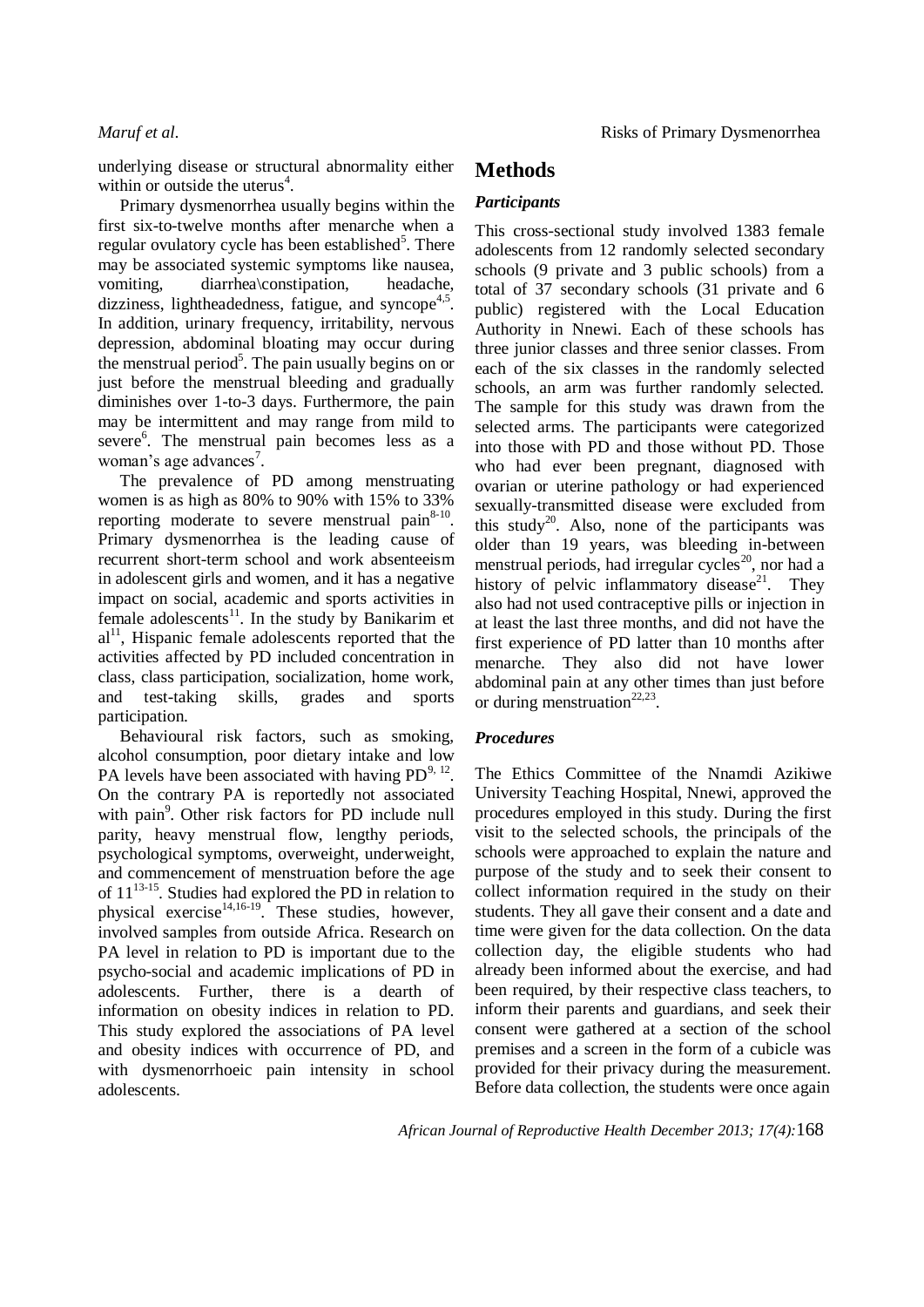underlying disease or structural abnormality either within or outside the uterus[4].

Primary dysmenorrhea usually begins within the first six-to-twelve months after menarche when a regular ovulatory cycle has been established[5]. There may be associated systemic symptoms like nausea, vomiting, diarrhea\constipation, headache, dizziness, lightheadedness, fatigue, and syncope[4,5]. In addition, urinary frequency, irritability, nervous depression, abdominal bloating may occur during the menstrual period[5]. The pain usually begins on or just before the menstrual bleeding and gradually diminishes over 1-to-3 days. Furthermore, the pain may be intermittent and may range from mild to severe[6]. The menstrual pain becomes less as a woman's age advances[7].

The prevalence of PD among menstruating women is as high as 80% to 90% with 15% to 33% reporting moderate to severe menstrual pain[8-10]. Primary dysmenorrhea is the leading cause of recurrent short-term school and work absenteeism in adolescent girls and women, and it has a negative impact on social, academic and sports activities in female adolescents[11]. In the study by Banikarim et al[11], Hispanic female adolescents reported that the activities affected by PD included concentration in class, class participation, socialization, home work, and test-taking skills, grades and sports participation.

Behavioural risk factors, such as smoking, alcohol consumption, poor dietary intake and low PA levels have been associated with having PD[9, 12]. On the contrary PA is reportedly not associated with pain[9]. Other risk factors for PD include null parity, heavy menstrual flow, lengthy periods, psychological symptoms, overweight, underweight, and commencement of menstruation before the age of 11[13-15]. Studies had explored the PD in relation to physical exercise[14,16-19]. These studies, however, involved samples from outside Africa. Research on PA level in relation to PD is important due to the psycho-social and academic implications of PD in adolescents. Further, there is a dearth of information on obesity indices in relation to PD. This study explored the associations of PA level and obesity indices with occurrence of PD, and with dysmenorrhoeic pain intensity in school adolescents.

## Methods

### *Participants*

This cross-sectional study involved 1383 female adolescents from 12 randomly selected secondary schools (9 private and 3 public schools) from a total of 37 secondary schools (31 private and 6 public) registered with the Local Education Authority in Nnewi. Each of these schools has three junior classes and three senior classes. From each of the six classes in the randomly selected schools, an arm was further randomly selected. The sample for this study was drawn from the selected arms. The participants were categorized into those with PD and those without PD. Those who had ever been pregnant, diagnosed with ovarian or uterine pathology or had experienced sexually-transmitted disease were excluded from this study[20]. Also, none of the participants was older than 19 years, was bleeding in-between menstrual periods, had irregular cycles[20], nor had a history of pelvic inflammatory disease[21]. They also had not used contraceptive pills or injection in at least the last three months, and did not have the first experience of PD latter than 10 months after menarche. They also did not have lower abdominal pain at any other times than just before or during menstruation[22,23].

### *Procedures*

The Ethics Committee of the Nnamdi Azikiwe University Teaching Hospital, Nnewi, approved the procedures employed in this study. During the first visit to the selected schools, the principals of the schools were approached to explain the nature and purpose of the study and to seek their consent to collect information required in the study on their students. They all gave their consent and a date and time were given for the data collection. On the data collection day, the eligible students who had already been informed about the exercise, and had been required, by their respective class teachers, to inform their parents and guardians, and seek their consent were gathered at a section of the school premises and a screen in the form of a cubicle was provided for their privacy during the measurement. Before data collection, the students were once again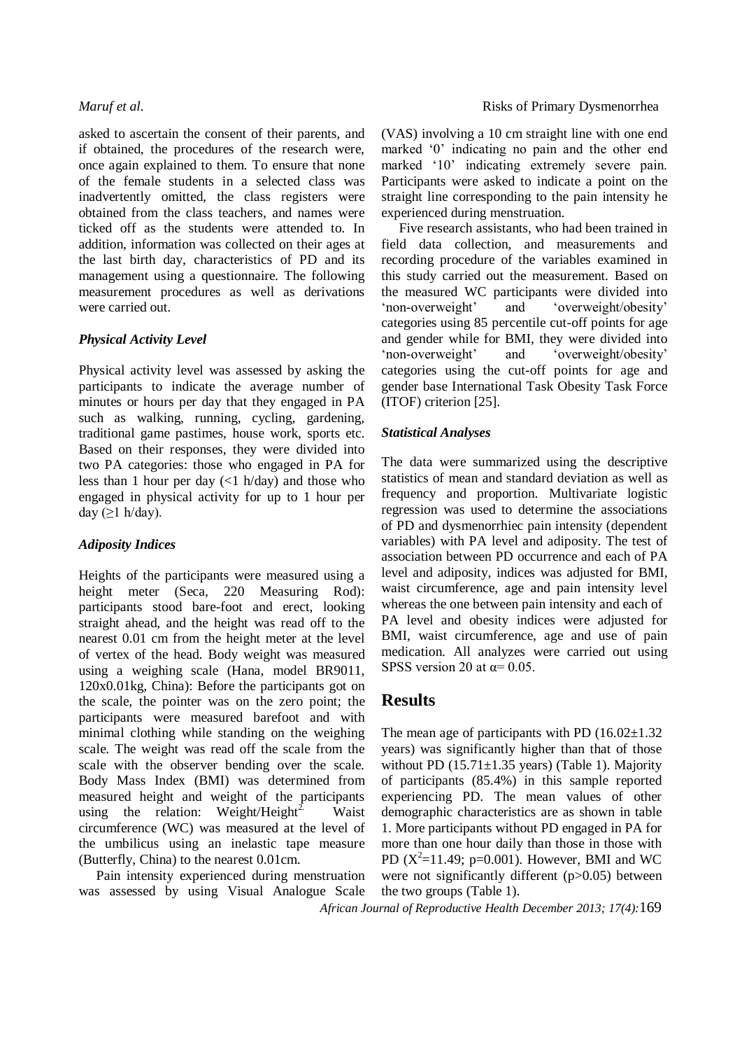asked to ascertain the consent of their parents, and if obtained, the procedures of the research were, once again explained to them. To ensure that none of the female students in a selected class was inadvertently omitted, the class registers were obtained from the class teachers, and names were ticked off as the students were attended to. In addition, information was collected on their ages at the last birth day, characteristics of PD and its management using a questionnaire. The following measurement procedures as well as derivations were carried out.

### *Physical Activity Level*

Physical activity level was assessed by asking the participants to indicate the average number of minutes or hours per day that they engaged in PA such as walking, running, cycling, gardening, traditional game pastimes, house work, sports etc. Based on their responses, they were divided into two PA categories: those who engaged in PA for less than 1 hour per day (<1 h/day) and those who engaged in physical activity for up to 1 hour per day (≥1 h/day).

### *Adiposity Indices*

Heights of the participants were measured using a height meter (Seca, 220 Measuring Rod): participants stood bare-foot and erect, looking straight ahead, and the height was read off to the nearest 0.01 cm from the height meter at the level of vertex of the head. Body weight was measured using a weighing scale (Hana, model BR9011, 120x0.01kg, China): Before the participants got on the scale, the pointer was on the zero point; the participants were measured barefoot and with minimal clothing while standing on the weighing scale. The weight was read off the scale from the scale with the observer bending over the scale. Body Mass Index (BMI) was determined from measured height and weight of the participants using the relation: $\text{Weight/Height}^2$. Waist circumference (WC) was measured at the level of the umbilicus using an inelastic tape measure (Butterfly, China) to the nearest 0.01cm.

Pain intensity experienced during menstruation was assessed by using Visual Analogue Scale (VAS) involving a 10 cm straight line with one end marked '0' indicating no pain and the other end marked '10' indicating extremely severe pain. Participants were asked to indicate a point on the straight line corresponding to the pain intensity he experienced during menstruation.

Five research assistants, who had been trained in field data collection, and measurements and recording procedure of the variables examined in this study carried out the measurement. Based on the measured WC participants were divided into 'non-overweight' and 'overweight/obesity' categories using 85 percentile cut-off points for age and gender while for BMI, they were divided into 'non-overweight' and 'overweight/obesity' categories using the cut-off points for age and gender base International Task Obesity Task Force (ITOF) criterion [25].

### *Statistical Analyses*

The data were summarized using the descriptive statistics of mean and standard deviation as well as frequency and proportion. Multivariate logistic regression was used to determine the associations of PD and dysmenorrhiec pain intensity (dependent variables) with PA level and adiposity. The test of association between PD occurrence and each of PA level and adiposity, indices was adjusted for BMI, waist circumference, age and pain intensity level whereas the one between pain intensity and each of PA level and obesity indices were adjusted for BMI, waist circumference, age and use of pain medication. All analyzes were carried out using SPSS version 20 at $\alpha = 0.05$.

## Results

The mean age of participants with PD (16.02±1.32 years) was significantly higher than that of those without PD (15.71±1.35 years) (Table 1). Majority of participants (85.4%) in this sample reported experiencing PD. The mean values of other demographic characteristics are as shown in table 1. More participants without PD engaged in PA for more than one hour daily than those in those with PD ($X^2$=11.49; p=0.001). However, BMI and WC were not significantly different (p>0.05) between the two groups (Table 1).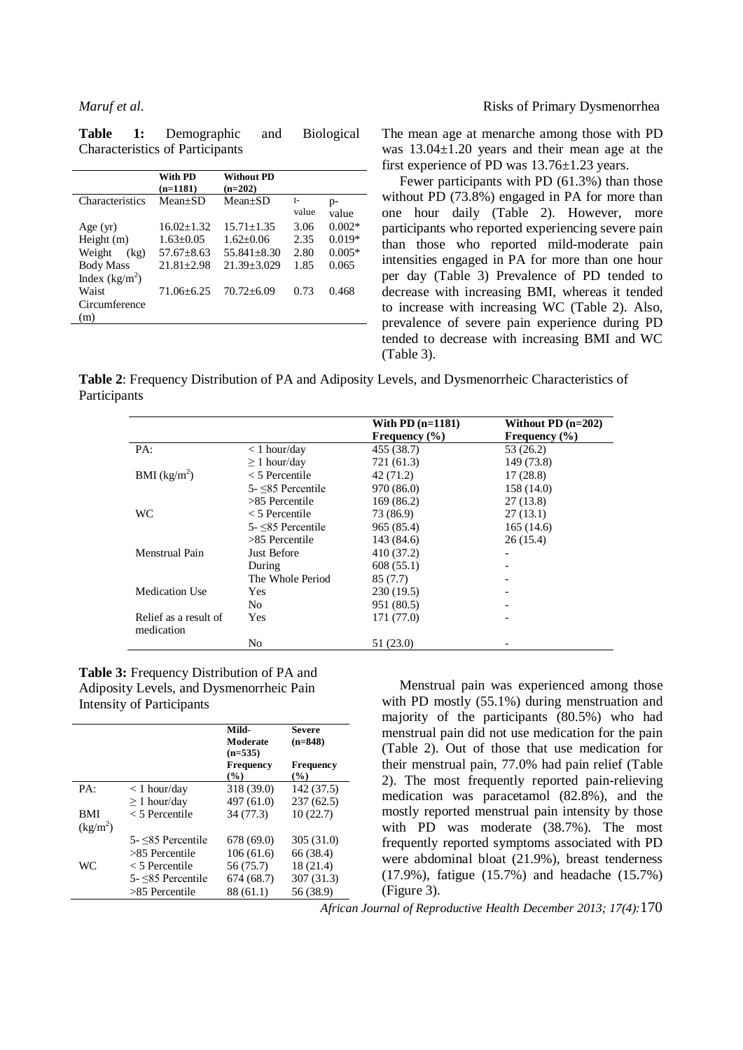**Table 1:** Demographic and Biological Characteristics of Participants

| | With PD (n=1181) | Without PD (n=202) | | |
|---|---|---|---|---|
| Characteristics | Mean±SD | Mean±SD | t-value | p-value |
| Age (yr) | 16.02±1.32 | 15.71±1.35 | 3.06 | 0.002* |
| Height (m) | 1.63±0.05 | 1.62±0.06 | 2.35 | 0.019* |
| Weight (kg) | 57.67±8.63 | 55.841±8.30 | 2.80 | 0.005* |
| Body Mass Index (kg/m$^2$) | 21.81±2.98 | 21.39±3.029 | 1.85 | 0.065 |
| Waist Circumference (m) | 71.06±6.25 | 70.72±6.09 | 0.73 | 0.468 |

The mean age at menarche among those with PD was 13.04±1.20 years and their mean age at the first experience of PD was 13.76±1.23 years.

Fewer participants with PD (61.3%) than those without PD (73.8%) engaged in PA for more than one hour daily (Table 2). However, more participants who reported experiencing severe pain than those who reported mild-moderate pain intensities engaged in PA for more than one hour per day (Table 3) Prevalence of PD tended to decrease with increasing BMI, whereas it tended to increase with increasing WC (Table 2). Also, prevalence of severe pain experience during PD tended to decrease with increasing BMI and WC (Table 3).

**Table 2**: Frequency Distribution of PA and Adiposity Levels, and Dysmenorrheic Characteristics of Participants

| | | With PD (n=1181) Frequency (%) | Without PD (n=202) Frequency (%) |
|---|---|---|---|
| PA: | < 1 hour/day | 455 (38.7) | 53 (26.2) |
| | ≥ 1 hour/day | 721 (61.3) | 149 (73.8) |
| BMI (kg/m$^2$) | < 5 Percentile | 42 (71.2) | 17 (28.8) |
| | 5- ≤85 Percentile | 970 (86.0) | 158 (14.0) |
| | >85 Percentile | 169 (86.2) | 27 (13.8) |
| WC | < 5 Percentile | 73 (86.9) | 27 (13.1) |
| | 5- ≤85 Percentile | 965 (85.4) | 165 (14.6) |
| | >85 Percentile | 143 (84.6) | 26 (15.4) |
| Menstrual Pain | Just Before | 410 (37.2) | - |
| | During | 608 (55.1) | - |
| | The Whole Period | 85 (7.7) | - |
| Medication Use | Yes | 230 (19.5) | - |
| | No | 951 (80.5) | - |
| Relief as a result of medication | Yes | 171 (77.0) | - |
| | No | 51 (23.0) | - |

**Table 3:** Frequency Distribution of PA and Adiposity Levels, and Dysmenorrheic Pain Intensity of Participants

| | | Mild-Moderate (n=535) Frequency (%) | Severe (n=848) Frequency (%) |
|---|---|---|---|
| PA: | < 1 hour/day | 318 (39.0) | 142 (37.5) |
| | ≥ 1 hour/day | 497 (61.0) | 237 (62.5) |
| BMI (kg/m$^2$) | < 5 Percentile | 34 (77.3) | 10 (22.7) |
| | 5- ≤85 Percentile | 678 (69.0) | 305 (31.0) |
| | >85 Percentile | 106 (61.6) | 66 (38.4) |
| WC | < 5 Percentile | 56 (75.7) | 18 (21.4) |
| | 5- ≤85 Percentile | 674 (68.7) | 307 (31.3) |
| | >85 Percentile | 88 (61.1) | 56 (38.9) |

Menstrual pain was experienced among those with PD mostly (55.1%) during menstruation and majority of the participants (80.5%) who had menstrual pain did not use medication for the pain (Table 2). Out of those that use medication for their menstrual pain, 77.0% had pain relief (Table 2). The most frequently reported pain-relieving medication was paracetamol (82.8%), and the mostly reported menstrual pain intensity by those with PD was moderate (38.7%). The most frequently reported symptoms associated with PD were abdominal bloat (21.9%), breast tenderness (17.9%), fatigue (15.7%) and headache (15.7%) (Figure 3).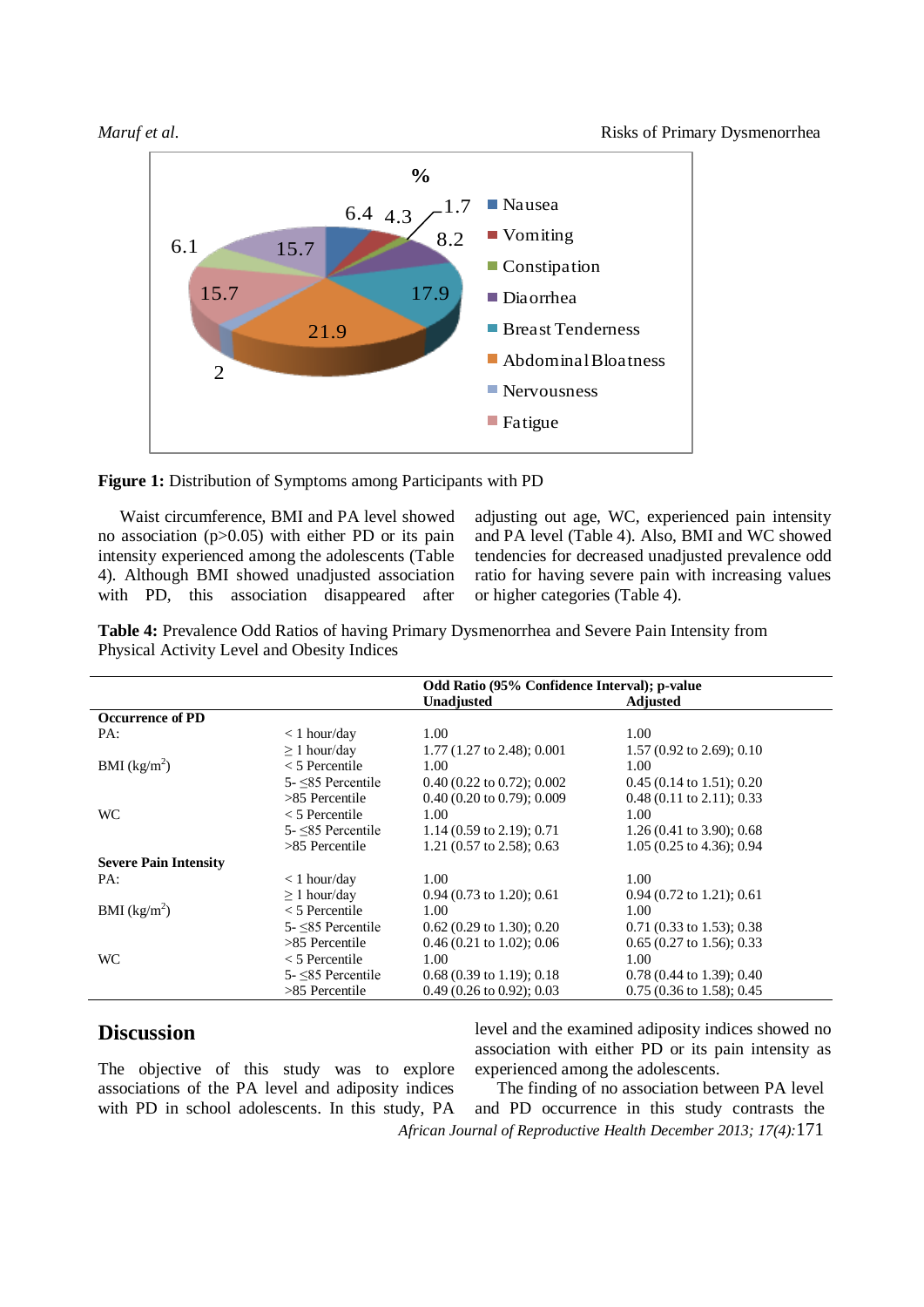**Figure 1:** Distribution of Symptoms among Participants with PD

Waist circumference, BMI and PA level showed no association (p>0.05) with either PD or its pain intensity experienced among the adolescents (Table 4). Although BMI showed unadjusted association with PD, this association disappeared after adjusting out age, WC, experienced pain intensity and PA level (Table 4). Also, BMI and WC showed tendencies for decreased unadjusted prevalence odd ratio for having severe pain with increasing values or higher categories (Table 4).

**Table 4:** Prevalence Odd Ratios of having Primary Dysmenorrhea and Severe Pain Intensity from Physical Activity Level and Obesity Indices

| | | Odd Ratio (95% Confidence Interval); p-value | |
|---|---|---|---|
| | | **Unadjusted** | **Adjusted** |
| **Occurrence of PD** | | | |
| PA: | < 1 hour/day | 1.00 | 1.00 |
| | ≥ 1 hour/day | 1.77 (1.27 to 2.48); 0.001 | 1.57 (0.92 to 2.69); 0.10 |
| BMI (kg/m$^2$) | < 5 Percentile | 1.00 | 1.00 |
| | 5- ≤85 Percentile | 0.40 (0.22 to 0.72); 0.002 | 0.45 (0.14 to 1.51); 0.20 |
| | >85 Percentile | 0.40 (0.20 to 0.79); 0.009 | 0.48 (0.11 to 2.11); 0.33 |
| WC | < 5 Percentile | 1.00 | 1.00 |
| | 5- ≤85 Percentile | 1.14 (0.59 to 2.19); 0.71 | 1.26 (0.41 to 3.90); 0.68 |
| | >85 Percentile | 1.21 (0.57 to 2.58); 0.63 | 1.05 (0.25 to 4.36); 0.94 |
| **Severe Pain Intensity** | | | |
| PA: | < 1 hour/day | 1.00 | 1.00 |
| | ≥ 1 hour/day | 0.94 (0.73 to 1.20); 0.61 | 0.94 (0.72 to 1.21); 0.61 |
| BMI (kg/m$^2$) | < 5 Percentile | 1.00 | 1.00 |
| | 5- ≤85 Percentile | 0.62 (0.29 to 1.30); 0.20 | 0.71 (0.33 to 1.53); 0.38 |
| | >85 Percentile | 0.46 (0.21 to 1.02); 0.06 | 0.65 (0.27 to 1.56); 0.33 |
| WC | < 5 Percentile | 1.00 | 1.00 |
| | 5- ≤85 Percentile | 0.68 (0.39 to 1.19); 0.18 | 0.78 (0.44 to 1.39); 0.40 |
| | >85 Percentile | 0.49 (0.26 to 0.92); 0.03 | 0.75 (0.36 to 1.58); 0.45 |

## Discussion

The objective of this study was to explore associations of the PA level and adiposity indices with PD in school adolescents. In this study, PA level and the examined adiposity indices showed no association with either PD or its pain intensity as experienced among the adolescents.

The finding of no association between PA level and PD occurrence in this study contrasts the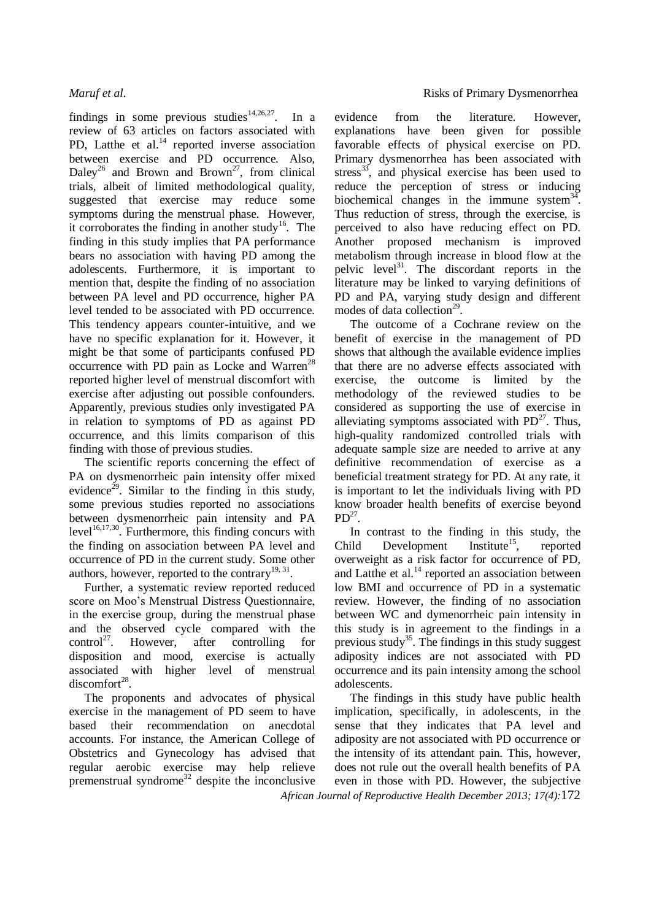findings in some previous studies[14,26,27]. In a review of 63 articles on factors associated with PD, Latthe et al.[14] reported inverse association between exercise and PD occurrence. Also, Daley[26] and Brown and Brown[27], from clinical trials, albeit of limited methodological quality, suggested that exercise may reduce some symptoms during the menstrual phase. However, it corroborates the finding in another study[16]. The finding in this study implies that PA performance bears no association with having PD among the adolescents. Furthermore, it is important to mention that, despite the finding of no association between PA level and PD occurrence, higher PA level tended to be associated with PD occurrence. This tendency appears counter-intuitive, and we have no specific explanation for it. However, it might be that some of participants confused PD occurrence with PD pain as Locke and Warren[28] reported higher level of menstrual discomfort with exercise after adjusting out possible confounders. Apparently, previous studies only investigated PA in relation to symptoms of PD as against PD occurrence, and this limits comparison of this finding with those of previous studies.

The scientific reports concerning the effect of PA on dysmenorrheic pain intensity offer mixed evidence[29]. Similar to the finding in this study, some previous studies reported no associations between dysmenorrheic pain intensity and PA level[16,17,30]. Furthermore, this finding concurs with the finding on association between PA level and occurrence of PD in the current study. Some other authors, however, reported to the contrary[19, 31].

Further, a systematic review reported reduced score on Moo's Menstrual Distress Questionnaire, in the exercise group, during the menstrual phase and the observed cycle compared with the control[27]. However, after controlling for disposition and mood, exercise is actually associated with higher level of menstrual discomfort[28].

The proponents and advocates of physical exercise in the management of PD seem to have based their recommendation on anecdotal accounts. For instance, the American College of Obstetrics and Gynecology has advised that regular aerobic exercise may help relieve premenstrual syndrome[32] despite the inconclusive evidence from the literature. However, explanations have been given for possible favorable effects of physical exercise on PD. Primary dysmenorrhea has been associated with stress[33], and physical exercise has been used to reduce the perception of stress or inducing biochemical changes in the immune system[34]. Thus reduction of stress, through the exercise, is perceived to also have reducing effect on PD. Another proposed mechanism is improved metabolism through increase in blood flow at the pelvic level[31]. The discordant reports in the literature may be linked to varying definitions of PD and PA, varying study design and different modes of data collection[29].

The outcome of a Cochrane review on the benefit of exercise in the management of PD shows that although the available evidence implies that there are no adverse effects associated with exercise, the outcome is limited by the methodology of the reviewed studies to be considered as supporting the use of exercise in alleviating symptoms associated with PD[27]. Thus, high-quality randomized controlled trials with adequate sample size are needed to arrive at any definitive recommendation of exercise as a beneficial treatment strategy for PD. At any rate, it is important to let the individuals living with PD know broader health benefits of exercise beyond PD[27].

In contrast to the finding in this study, the Child Development Institute[15], reported overweight as a risk factor for occurrence of PD, and Latthe et al.[14] reported an association between low BMI and occurrence of PD in a systematic review. However, the finding of no association between WC and dymenorrheic pain intensity in this study is in agreement to the findings in a previous study[35]. The findings in this study suggest adiposity indices are not associated with PD occurrence and its pain intensity among the school adolescents.

The findings in this study have public health implication, specifically, in adolescents, in the sense that they indicates that PA level and adiposity are not associated with PD occurrence or the intensity of its attendant pain. This, however, does not rule out the overall health benefits of PA even in those with PD. However, the subjective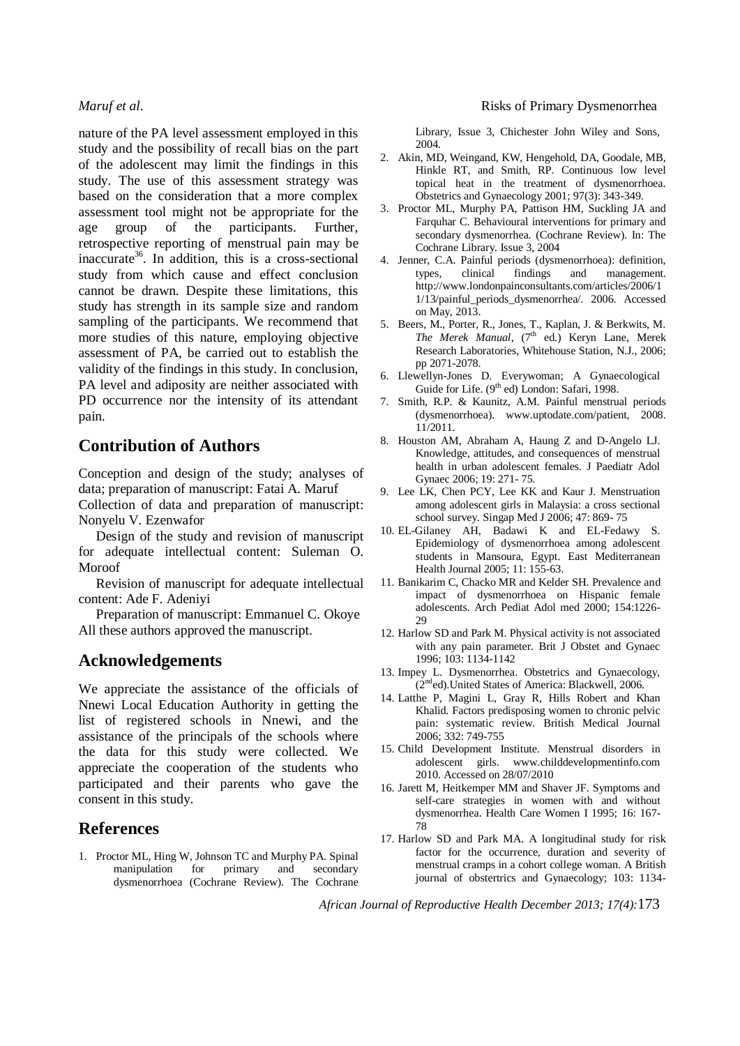nature of the PA level assessment employed in this study and the possibility of recall bias on the part of the adolescent may limit the findings in this study. The use of this assessment strategy was based on the consideration that a more complex assessment tool might not be appropriate for the age group of the participants. Further, retrospective reporting of menstrual pain may be inaccurate[36]. In addition, this is a cross-sectional study from which cause and effect conclusion cannot be drawn. Despite these limitations, this study has strength in its sample size and random sampling of the participants. We recommend that more studies of this nature, employing objective assessment of PA, be carried out to establish the validity of the findings in this study. In conclusion, PA level and adiposity are neither associated with PD occurrence nor the intensity of its attendant pain.

## Contribution of Authors

Conception and design of the study; analyses of data; preparation of manuscript: Fatai A. Maruf

Collection of data and preparation of manuscript: Nonyelu V. Ezenwafor

Design of the study and revision of manuscript for adequate intellectual content: Suleman O. Moroof

Revision of manuscript for adequate intellectual content: Ade F. Adeniyi

Preparation of manuscript: Emmanuel C. Okoye

All these authors approved the manuscript.

## Acknowledgements

We appreciate the assistance of the officials of Nnewi Local Education Authority in getting the list of registered schools in Nnewi, and the assistance of the principals of the schools where the data for this study were collected. We appreciate the cooperation of the students who participated and their parents who gave the consent in this study.

## References

1. Proctor ML, Hing W, Johnson TC and Murphy PA. Spinal manipulation for primary and secondary dysmenorrhoea (Cochrane Review). The Cochrane Library, Issue 3, Chichester John Wiley and Sons, 2004.
2. Akin, MD, Weingand, KW, Hengehold, DA, Goodale, MB, Hinkle RT, and Smith, RP. Continuous low level topical heat in the treatment of dysmenorrhoea. Obstetrics and Gynaecology 2001; 97(3): 343-349.
3. Proctor ML, Murphy PA, Pattison HM, Suckling JA and Farquhar C. Behavioural interventions for primary and secondary dysmenorrhea. (Cochrane Review). In: The Cochrane Library. Issue 3, 2004
4. Jenner, C.A. Painful periods (dysmenorrhoea): definition, types, clinical findings and management. http://www.londonpainconsultants.com/articles/2006/11/13/painful_periods_dysmenorrhea/. 2006. Accessed on May, 2013.
5. Beers, M., Porter, R., Jones, T., Kaplan, J. & Berkwits, M. *The Merek Manual*, (7th ed.) Keryn Lane, Merek Research Laboratories, Whitehouse Station, N.J., 2006; pp 2071-2078.
6. Llewellyn-Jones D. Everywoman; A Gynaecological Guide for Life. (9th ed) London: Safari, 1998.
7. Smith, R.P. & Kaunitz, A.M. Painful menstrual periods (dysmenorrhoea). www.uptodate.com/patient, 2008. 11/2011.
8. Houston AM, Abraham A, Haung Z and D-Angelo LJ. Knowledge, attitudes, and consequences of menstrual health in urban adolescent females. J Paediatr Adol Gynaec 2006; 19: 271- 75.
9. Lee LK, Chen PCY, Lee KK and Kaur J. Menstruation among adolescent girls in Malaysia: a cross sectional school survey. Singap Med J 2006; 47: 869- 75
10. EL-Gilaney AH, Badawi K and EL-Fedawy S. Epidemiology of dysmenorrhoea among adolescent students in Mansoura, Egypt. East Mediterranean Health Journal 2005; 11: 155-63.
11. Banikarim C, Chacko MR and Kelder SH. Prevalence and impact of dysmenorrhoea on Hispanic female adolescents. Arch Pediat Adol med 2000; 154:1226-29
12. Harlow SD and Park M. Physical activity is not associated with any pain parameter. Brit J Obstet and Gynaec 1996; 103: 1134-1142
13. Impey L. Dysmenorrhea. Obstetrics and Gynaecology, (2nd ed).United States of America: Blackwell, 2006.
14. Latthe P, Magini L, Gray R, Hills Robert and Khan Khalid. Factors predisposing women to chronic pelvic pain: systematic review. British Medical Journal 2006; 332: 749-755
15. Child Development Institute. Menstrual disorders in adolescent girls. www.childdevelopmentinfo.com 2010. Accessed on 28/07/2010
16. Jarett M, Heitkemper MM and Shaver JF. Symptoms and self-care strategies in women with and without dysmenorrhea. Health Care Women I 1995; 16: 167-78
17. Harlow SD and Park MA. A longitudinal study for risk factor for the occurrence, duration and severity of menstrual cramps in a cohort college woman. A British journal of obstertrics and Gynaecology; 103: 1134-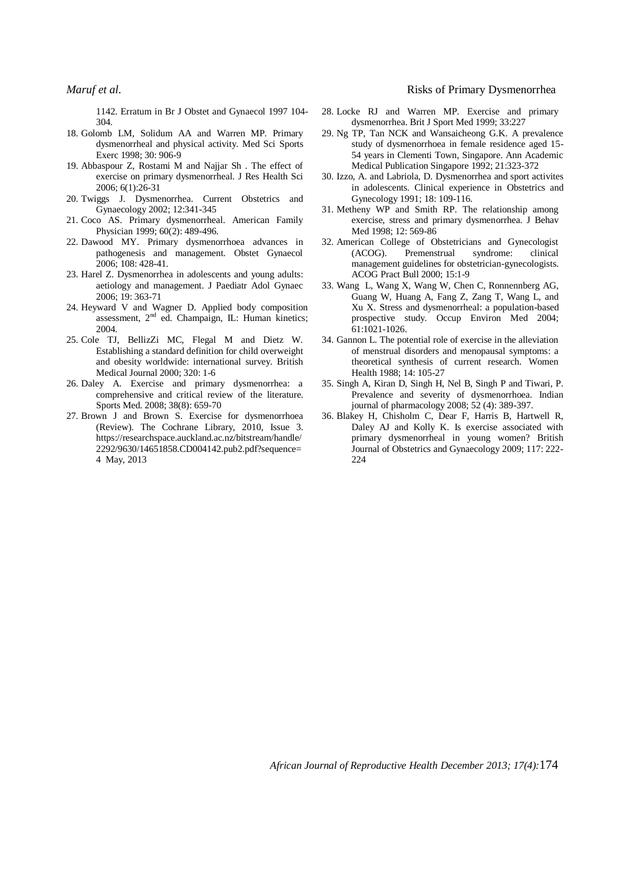1142. Erratum in Br J Obstet and Gynaecol 1997 104-304.

18. Golomb LM, Solidum AA and Warren MP. Primary dysmenorrheal and physical activity. Med Sci Sports Exerc 1998; 30: 906-9
19. Abbaspour Z, Rostami M and Najjar Sh . The effect of exercise on primary dysmenorrheal. J Res Health Sci 2006; 6(1):26-31
20. Twiggs J. Dysmenorrhea. Current Obstetrics and Gynaecology 2002; 12:341-345
21. Coco AS. Primary dysmenorrheal. American Family Physician 1999; 60(2): 489-496.
22. Dawood MY. Primary dysmenorrhoea advances in pathogenesis and management. Obstet Gynaecol 2006; 108: 428-41.
23. Harel Z. Dysmenorrhea in adolescents and young adults: aetiology and management. J Paediatr Adol Gynaec 2006; 19: 363-71
24. Heyward V and Wagner D. Applied body composition assessment, 2nd ed. Champaign, IL: Human kinetics; 2004.
25. Cole TJ, BellizZi MC, Flegal M and Dietz W. Establishing a standard definition for child overweight and obesity worldwide: international survey. British Medical Journal 2000; 320: 1-6
26. Daley A. Exercise and primary dysmenorrhea: a comprehensive and critical review of the literature. Sports Med. 2008; 38(8): 659-70
27. Brown J and Brown S. Exercise for dysmenorrhoea (Review). The Cochrane Library, 2010, Issue 3. https://researchspace.auckland.ac.nz/bitstream/handle/2292/9630/14651858.CD004142.pub2.pdf?sequence=4 May, 2013
28. Locke RJ and Warren MP. Exercise and primary dysmenorrhea. Brit J Sport Med 1999; 33:227
29. Ng TP, Tan NCK and Wansaicheong G.K. A prevalence study of dysmenorrhoea in female residence aged 15-54 years in Clementi Town, Singapore. Ann Academic Medical Publication Singapore 1992; 21:323-372
30. Izzo, A. and Labriola, D. Dysmenorrhea and sport activites in adolescents. Clinical experience in Obstetrics and Gynecology 1991; 18: 109-116.
31. Metheny WP and Smith RP. The relationship among exercise, stress and primary dysmenorrhea. J Behav Med 1998; 12: 569-86
32. American College of Obstetricians and Gynecologist (ACOG). Premenstrual syndrome: clinical management guidelines for obstetrician-gynecologists. ACOG Pract Bull 2000; 15:1-9
33. Wang L, Wang X, Wang W, Chen C, Ronnennberg AG, Guang W, Huang A, Fang Z, Zang T, Wang L, and Xu X. Stress and dysmenorrheal: a population-based prospective study. Occup Environ Med 2004; 61:1021-1026.
34. Gannon L. The potential role of exercise in the alleviation of menstrual disorders and menopausal symptoms: a theoretical synthesis of current research. Women Health 1988; 14: 105-27
35. Singh A, Kiran D, Singh H, Nel B, Singh P and Tiwari, P. Prevalence and severity of dysmenorrhoea. Indian journal of pharmacology 2008; 52 (4): 389-397.
36. Blakey H, Chisholm C, Dear F, Harris B, Hartwell R, Daley AJ and Kolly K. Is exercise associated with primary dysmenorrheal in young women? British Journal of Obstetrics and Gynaecology 2009; 117: 222-224